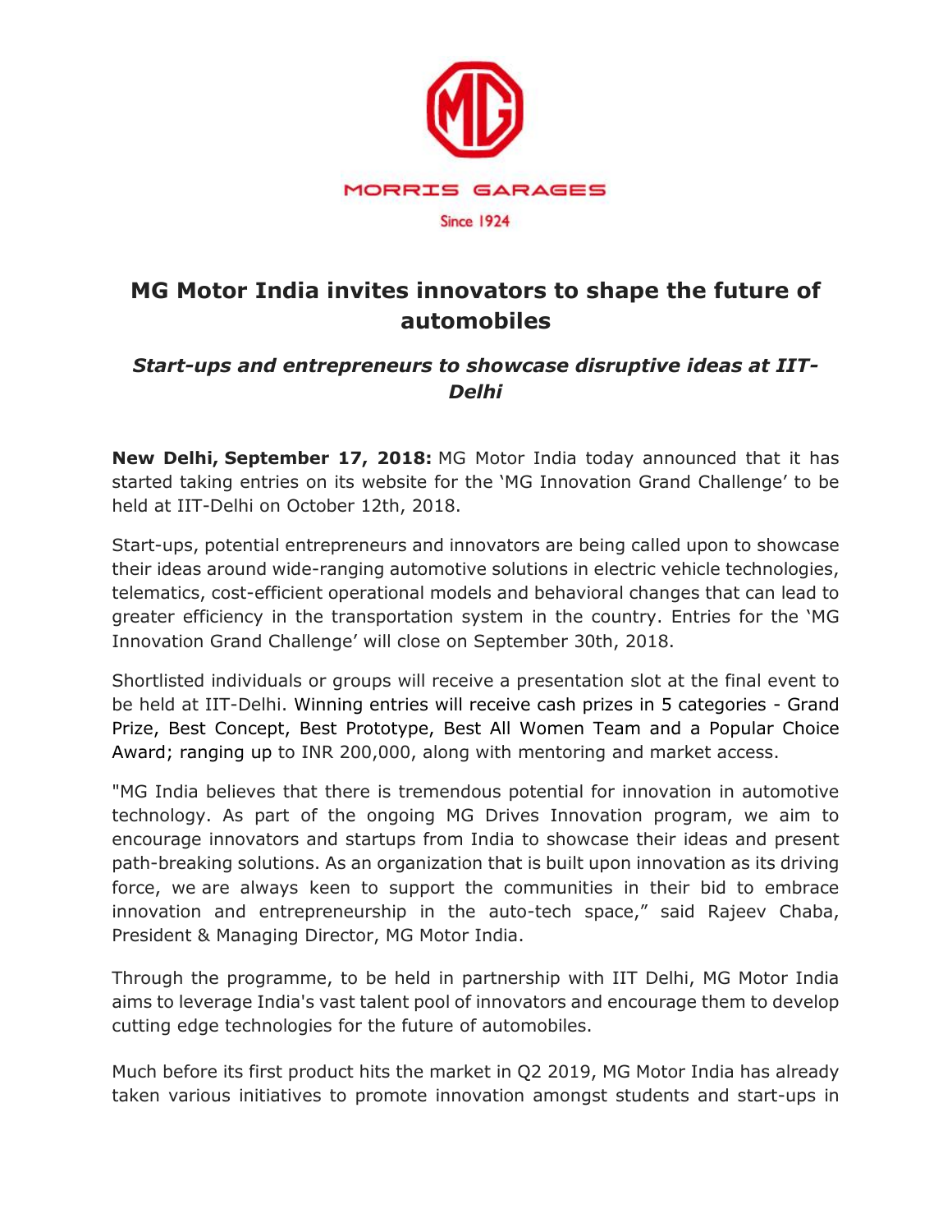MORRIS GARAGES

Since 1924

# MG Motor India invites innovators to shape the future of automobiles

***Start-ups and entrepreneurs to showcase disruptive ideas at IIT-Delhi***

**New Delhi, September 17, 2018:** MG Motor India today announced that it has started taking entries on its website for the 'MG Innovation Grand Challenge' to be held at IIT-Delhi on October 12th, 2018.

Start-ups, potential entrepreneurs and innovators are being called upon to showcase their ideas around wide-ranging automotive solutions in electric vehicle technologies, telematics, cost-efficient operational models and behavioral changes that can lead to greater efficiency in the transportation system in the country. Entries for the 'MG Innovation Grand Challenge' will close on September 30th, 2018.

Shortlisted individuals or groups will receive a presentation slot at the final event to be held at IIT-Delhi. Winning entries will receive cash prizes in 5 categories - Grand Prize, Best Concept, Best Prototype, Best All Women Team and a Popular Choice Award; ranging up to INR 200,000, along with mentoring and market access.

"MG India believes that there is tremendous potential for innovation in automotive technology. As part of the ongoing MG Drives Innovation program, we aim to encourage innovators and startups from India to showcase their ideas and present path-breaking solutions. As an organization that is built upon innovation as its driving force, we are always keen to support the communities in their bid to embrace innovation and entrepreneurship in the auto-tech space," said Rajeev Chaba, President & Managing Director, MG Motor India.

Through the programme, to be held in partnership with IIT Delhi, MG Motor India aims to leverage India's vast talent pool of innovators and encourage them to develop cutting edge technologies for the future of automobiles.

Much before its first product hits the market in Q2 2019, MG Motor India has already taken various initiatives to promote innovation amongst students and start-ups in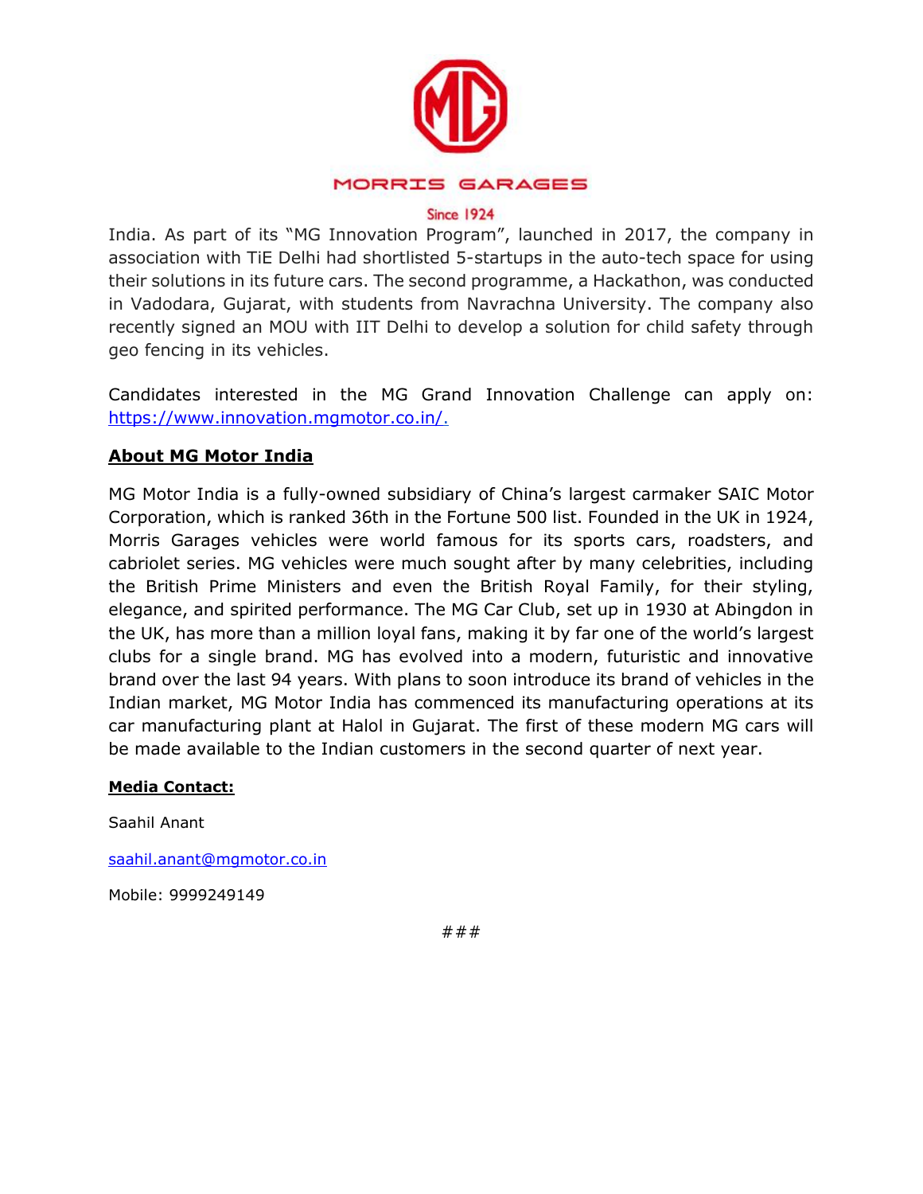India. As part of its "MG Innovation Program", launched in 2017, the company in association with TiE Delhi had shortlisted 5-startups in the auto-tech space for using their solutions in its future cars. The second programme, a Hackathon, was conducted in Vadodara, Gujarat, with students from Navrachna University. The company also recently signed an MOU with IIT Delhi to develop a solution for child safety through geo fencing in its vehicles.

Candidates interested in the MG Grand Innovation Challenge can apply on: https://www.innovation.mgmotor.co.in/.

**About MG Motor India**

MG Motor India is a fully-owned subsidiary of China's largest carmaker SAIC Motor Corporation, which is ranked 36th in the Fortune 500 list. Founded in the UK in 1924, Morris Garages vehicles were world famous for its sports cars, roadsters, and cabriolet series. MG vehicles were much sought after by many celebrities, including the British Prime Ministers and even the British Royal Family, for their styling, elegance, and spirited performance. The MG Car Club, set up in 1930 at Abingdon in the UK, has more than a million loyal fans, making it by far one of the world's largest clubs for a single brand. MG has evolved into a modern, futuristic and innovative brand over the last 94 years. With plans to soon introduce its brand of vehicles in the Indian market, MG Motor India has commenced its manufacturing operations at its car manufacturing plant at Halol in Gujarat. The first of these modern MG cars will be made available to the Indian customers in the second quarter of next year.

**Media Contact:**

Saahil Anant

saahil.anant@mgmotor.co.in

Mobile: 9999249149

###